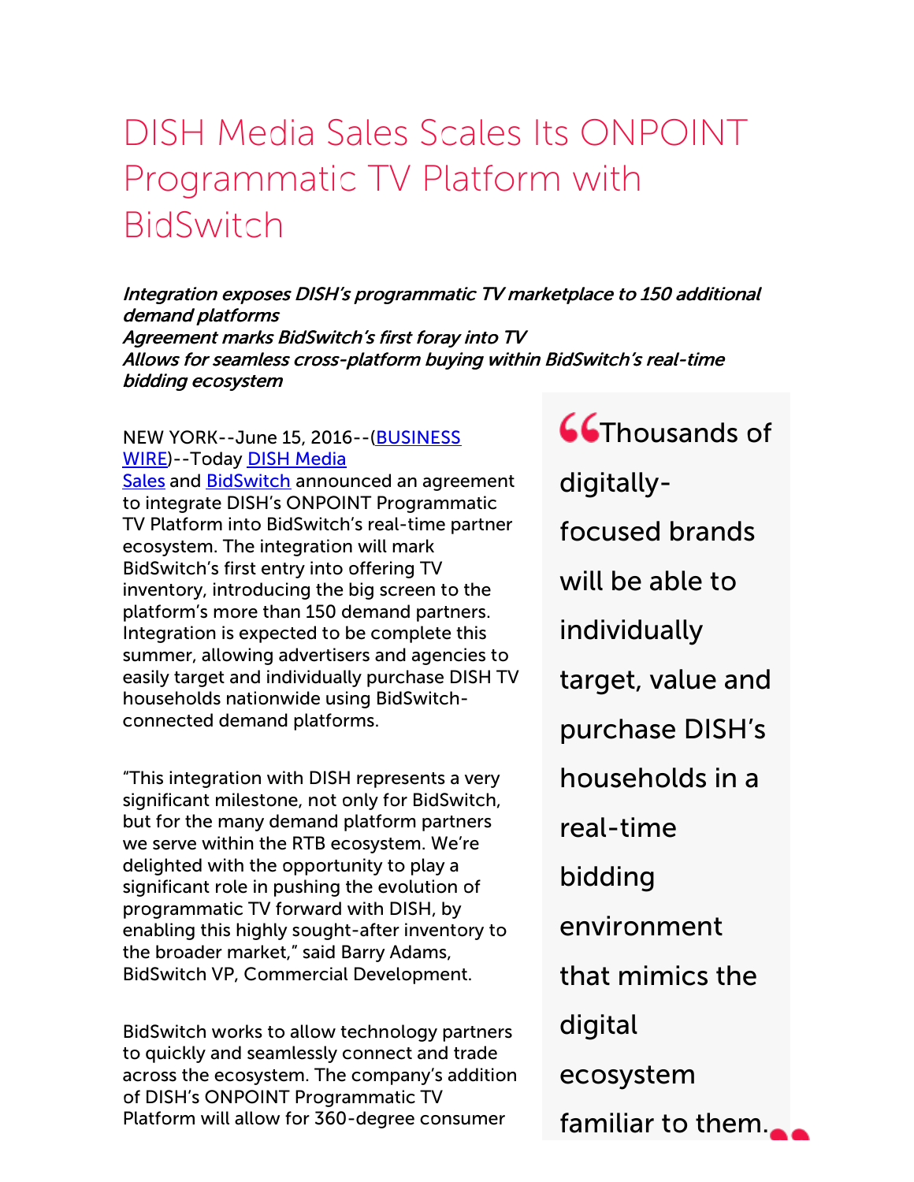# DISH Media Sales Scales Its ONPOINT Programmatic TV Platform with BidSwitch

*Integration exposes DISH's programmatic TV marketplace to 150 additional demand platforms*
*Agreement marks BidSwitch's first foray into TV*
*Allows for seamless cross-platform buying within BidSwitch's real-time bidding ecosystem*

NEW YORK--June 15, 2016--(BUSINESS WIRE)--Today DISH Media Sales and BidSwitch announced an agreement to integrate DISH's ONPOINT Programmatic TV Platform into BidSwitch's real-time partner ecosystem. The integration will mark BidSwitch's first entry into offering TV inventory, introducing the big screen to the platform's more than 150 demand partners. Integration is expected to be complete this summer, allowing advertisers and agencies to easily target and individually purchase DISH TV households nationwide using BidSwitch-connected demand platforms.

"This integration with DISH represents a very significant milestone, not only for BidSwitch, but for the many demand platform partners we serve within the RTB ecosystem. We're delighted with the opportunity to play a significant role in pushing the evolution of programmatic TV forward with DISH, by enabling this highly sought-after inventory to the broader market," said Barry Adams, BidSwitch VP, Commercial Development.

> "Thousands of digitally-focused brands will be able to individually target, value and purchase DISH's households in a real-time bidding environment that mimics the digital ecosystem familiar to them."

BidSwitch works to allow technology partners to quickly and seamlessly connect and trade across the ecosystem. The company's addition of DISH's ONPOINT Programmatic TV Platform will allow for 360-degree consumer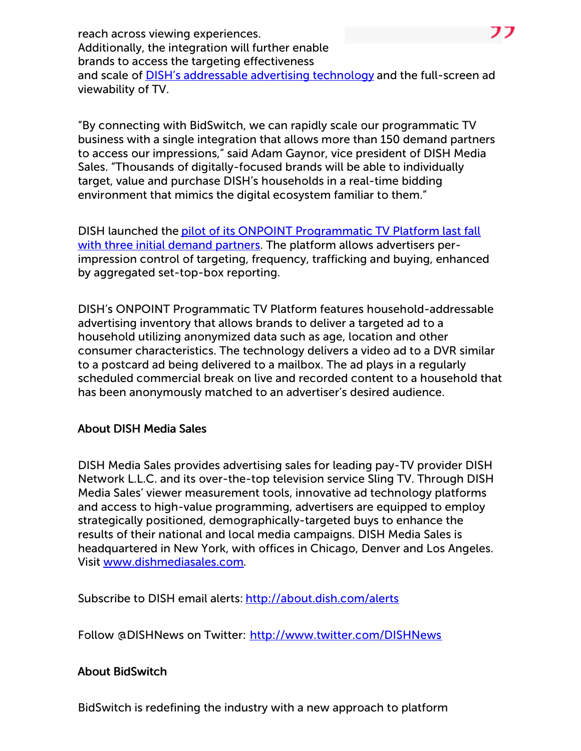reach across viewing experiences. Additionally, the integration will further enable brands to access the targeting effectiveness and scale of DISH's addressable advertising technology and the full-screen ad viewability of TV.

"By connecting with BidSwitch, we can rapidly scale our programmatic TV business with a single integration that allows more than 150 demand partners to access our impressions," said Adam Gaynor, vice president of DISH Media Sales. "Thousands of digitally-focused brands will be able to individually target, value and purchase DISH's households in a real-time bidding environment that mimics the digital ecosystem familiar to them."

DISH launched the pilot of its ONPOINT Programmatic TV Platform last fall with three initial demand partners. The platform allows advertisers per-impression control of targeting, frequency, trafficking and buying, enhanced by aggregated set-top-box reporting.

DISH's ONPOINT Programmatic TV Platform features household-addressable advertising inventory that allows brands to deliver a targeted ad to a household utilizing anonymized data such as age, location and other consumer characteristics. The technology delivers a video ad to a DVR similar to a postcard ad being delivered to a mailbox. The ad plays in a regularly scheduled commercial break on live and recorded content to a household that has been anonymously matched to an advertiser's desired audience.

**About DISH Media Sales**

DISH Media Sales provides advertising sales for leading pay-TV provider DISH Network L.L.C. and its over-the-top television service Sling TV. Through DISH Media Sales' viewer measurement tools, innovative ad technology platforms and access to high-value programming, advertisers are equipped to employ strategically positioned, demographically-targeted buys to enhance the results of their national and local media campaigns. DISH Media Sales is headquartered in New York, with offices in Chicago, Denver and Los Angeles. Visit www.dishmediasales.com.

Subscribe to DISH email alerts: http://about.dish.com/alerts

Follow @DISHNews on Twitter: http://www.twitter.com/DISHNews

**About BidSwitch**

BidSwitch is redefining the industry with a new approach to platform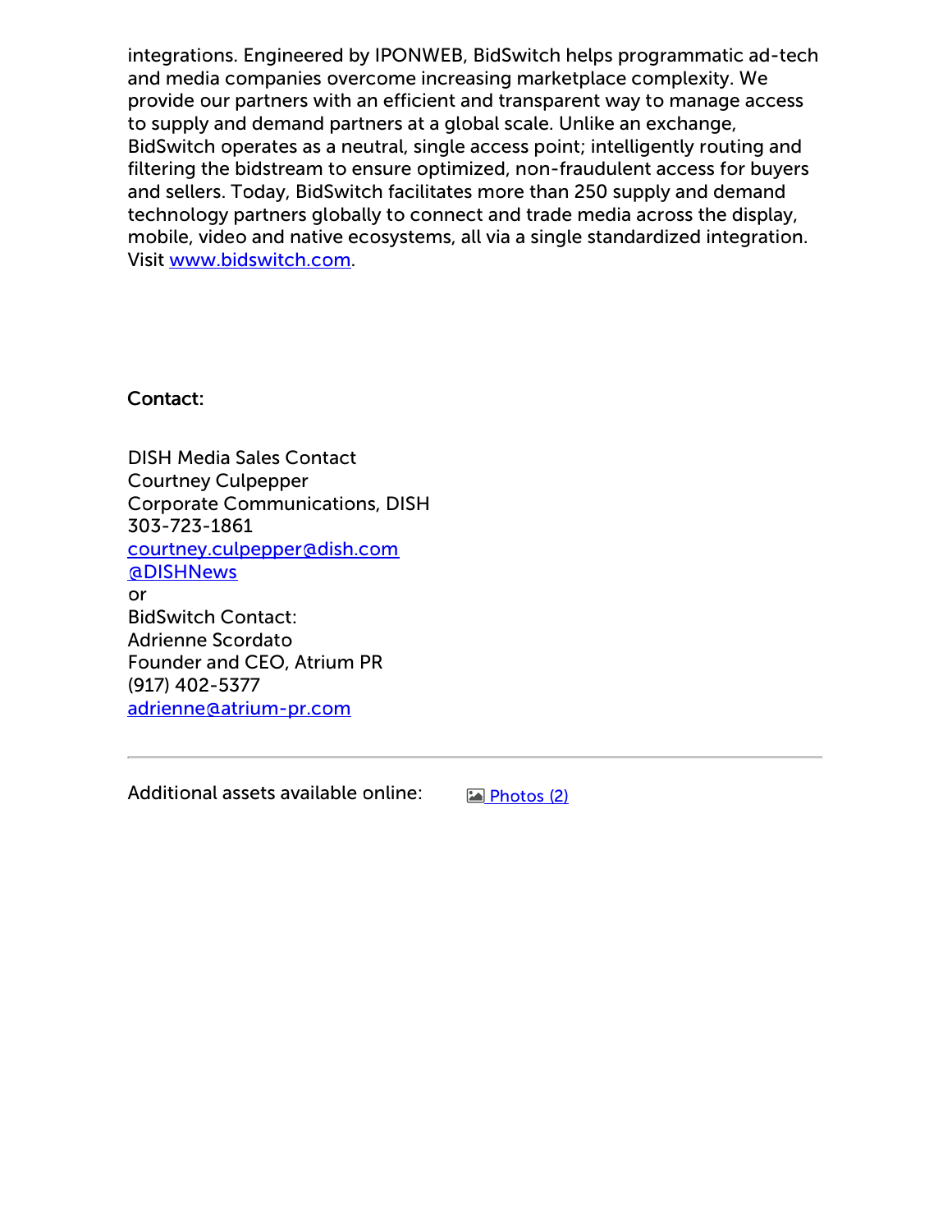integrations. Engineered by IPONWEB, BidSwitch helps programmatic ad-tech and media companies overcome increasing marketplace complexity. We provide our partners with an efficient and transparent way to manage access to supply and demand partners at a global scale. Unlike an exchange, BidSwitch operates as a neutral, single access point; intelligently routing and filtering the bidstream to ensure optimized, non-fraudulent access for buyers and sellers. Today, BidSwitch facilitates more than 250 supply and demand technology partners globally to connect and trade media across the display, mobile, video and native ecosystems, all via a single standardized integration. Visit [www.bidswitch.com](http://www.bidswitch.com).

**Contact:**

DISH Media Sales Contact
Courtney Culpepper
Corporate Communications, DISH
303-723-1861
courtney.culpepper@dish.com
@DISHNews
or
BidSwitch Contact:
Adrienne Scordato
Founder and CEO, Atrium PR
(917) 402-5377
adrienne@atrium-pr.com

---

Additional assets available online: Photos (2)